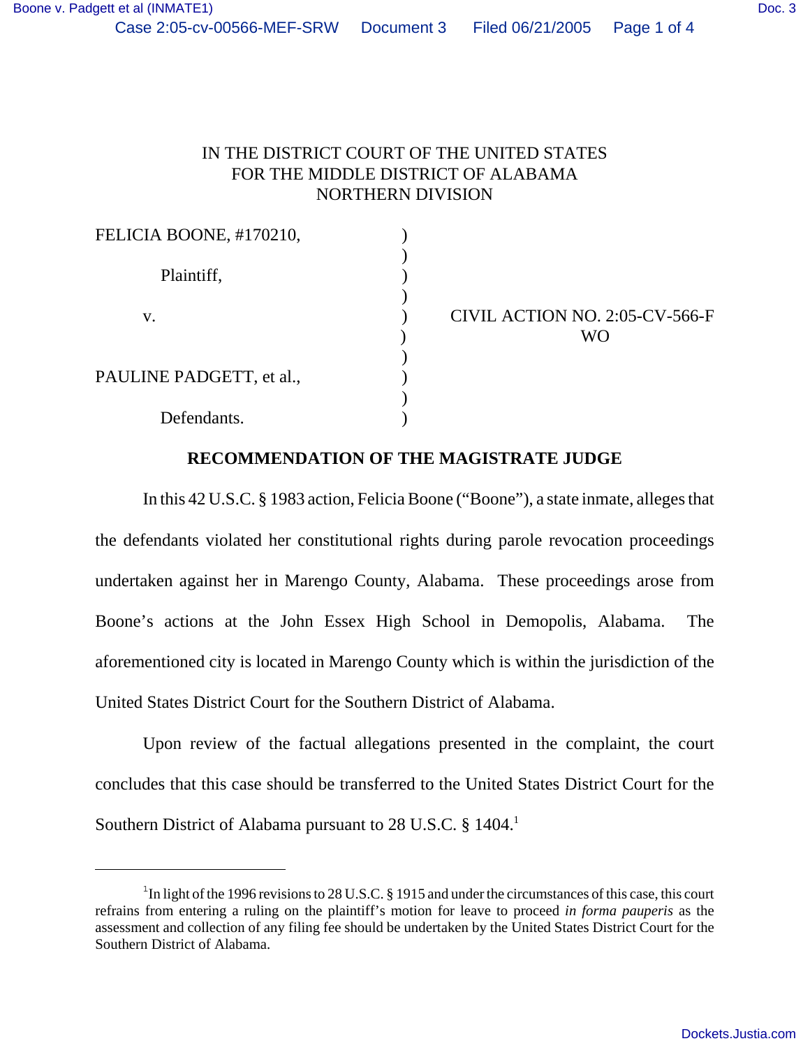IN THE DISTRICT COURT OF THE UNITED STATES
FOR THE MIDDLE DISTRICT OF ALABAMA
NORTHERN DIVISION

FELICIA BOONE, #170210,

Plaintiff,

v.

PAULINE PADGETT, et al.,

Defendants.

CIVIL ACTION NO. 2:05-CV-566-F
WO

**RECOMMENDATION OF THE MAGISTRATE JUDGE**

In this 42 U.S.C. § 1983 action, Felicia Boone ("Boone"), a state inmate, alleges that the defendants violated her constitutional rights during parole revocation proceedings undertaken against her in Marengo County, Alabama. These proceedings arose from Boone's actions at the John Essex High School in Demopolis, Alabama. The aforementioned city is located in Marengo County which is within the jurisdiction of the United States District Court for the Southern District of Alabama.

Upon review of the factual allegations presented in the complaint, the court concludes that this case should be transferred to the United States District Court for the Southern District of Alabama pursuant to 28 U.S.C. § 1404.[1]

---

[1] In light of the 1996 revisions to 28 U.S.C. § 1915 and under the circumstances of this case, this court refrains from entering a ruling on the plaintiff's motion for leave to proceed *in forma pauperis* as the assessment and collection of any filing fee should be undertaken by the United States District Court for the Southern District of Alabama.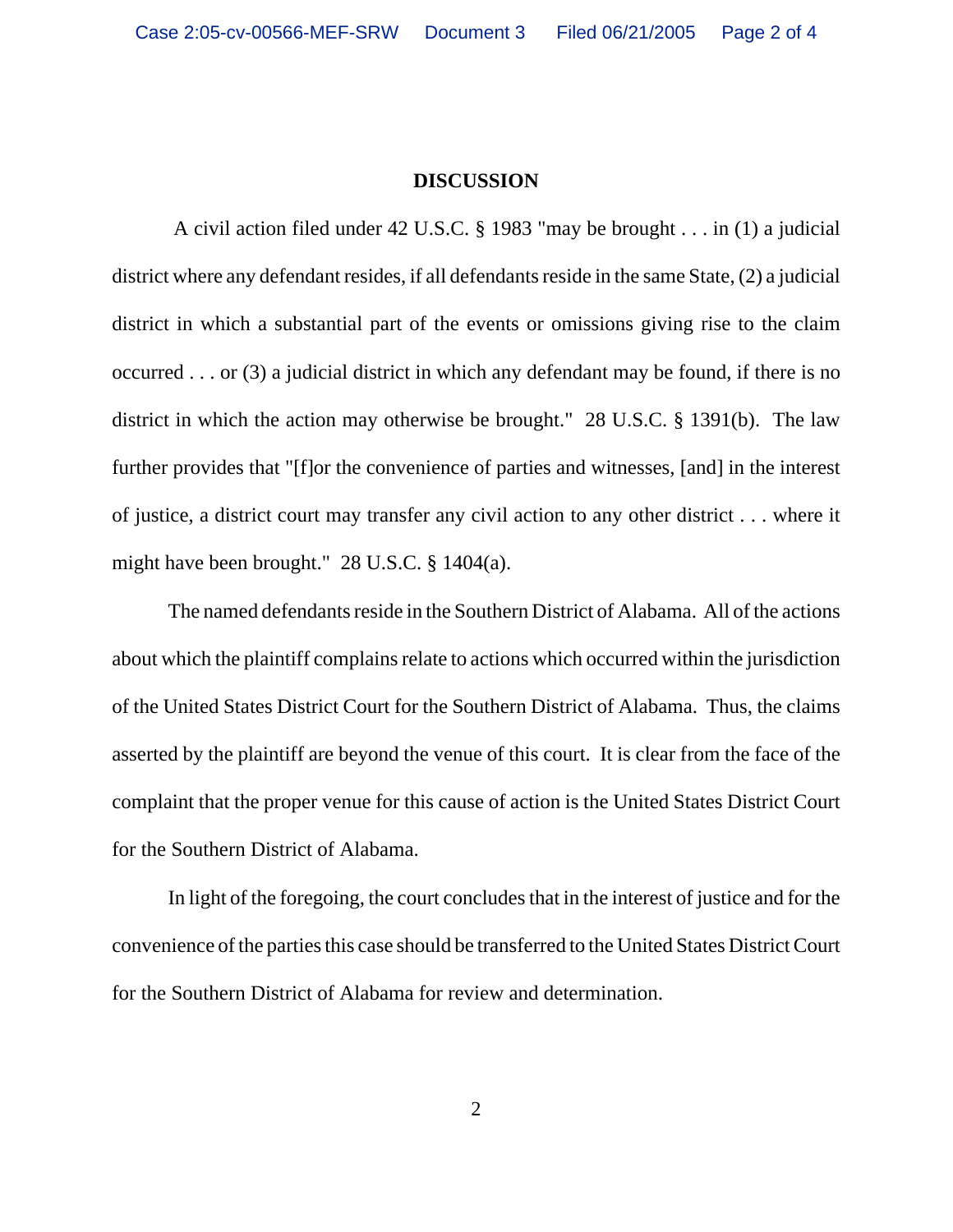## DISCUSSION

A civil action filed under 42 U.S.C. § 1983 "may be brought . . . in (1) a judicial district where any defendant resides, if all defendants reside in the same State, (2) a judicial district in which a substantial part of the events or omissions giving rise to the claim occurred . . . or (3) a judicial district in which any defendant may be found, if there is no district in which the action may otherwise be brought." 28 U.S.C. § 1391(b). The law further provides that "[f]or the convenience of parties and witnesses, [and] in the interest of justice, a district court may transfer any civil action to any other district . . . where it might have been brought." 28 U.S.C. § 1404(a).

The named defendants reside in the Southern District of Alabama. All of the actions about which the plaintiff complains relate to actions which occurred within the jurisdiction of the United States District Court for the Southern District of Alabama. Thus, the claims asserted by the plaintiff are beyond the venue of this court. It is clear from the face of the complaint that the proper venue for this cause of action is the United States District Court for the Southern District of Alabama.

In light of the foregoing, the court concludes that in the interest of justice and for the convenience of the parties this case should be transferred to the United States District Court for the Southern District of Alabama for review and determination.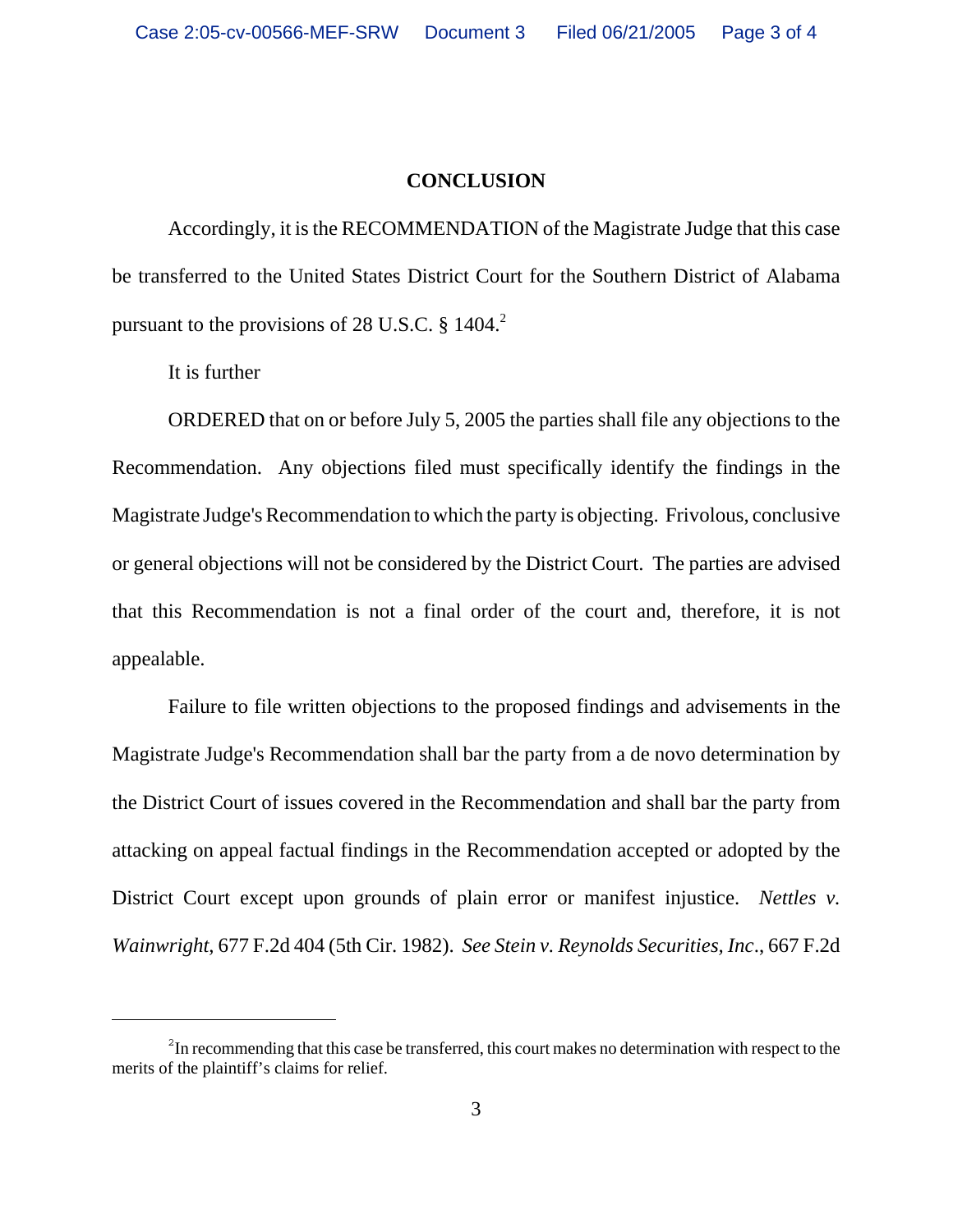**CONCLUSION**

Accordingly, it is the RECOMMENDATION of the Magistrate Judge that this case be transferred to the United States District Court for the Southern District of Alabama pursuant to the provisions of 28 U.S.C. § 1404.[2]

It is further

ORDERED that on or before July 5, 2005 the parties shall file any objections to the Recommendation. Any objections filed must specifically identify the findings in the Magistrate Judge's Recommendation to which the party is objecting. Frivolous, conclusive or general objections will not be considered by the District Court. The parties are advised that this Recommendation is not a final order of the court and, therefore, it is not appealable.

Failure to file written objections to the proposed findings and advisements in the Magistrate Judge's Recommendation shall bar the party from a de novo determination by the District Court of issues covered in the Recommendation and shall bar the party from attacking on appeal factual findings in the Recommendation accepted or adopted by the District Court except upon grounds of plain error or manifest injustice. *Nettles v. Wainwright*, 677 F.2d 404 (5th Cir. 1982). *See Stein v. Reynolds Securities, Inc.*, 667 F.2d

---

[2]In recommending that this case be transferred, this court makes no determination with respect to the merits of the plaintiff's claims for relief.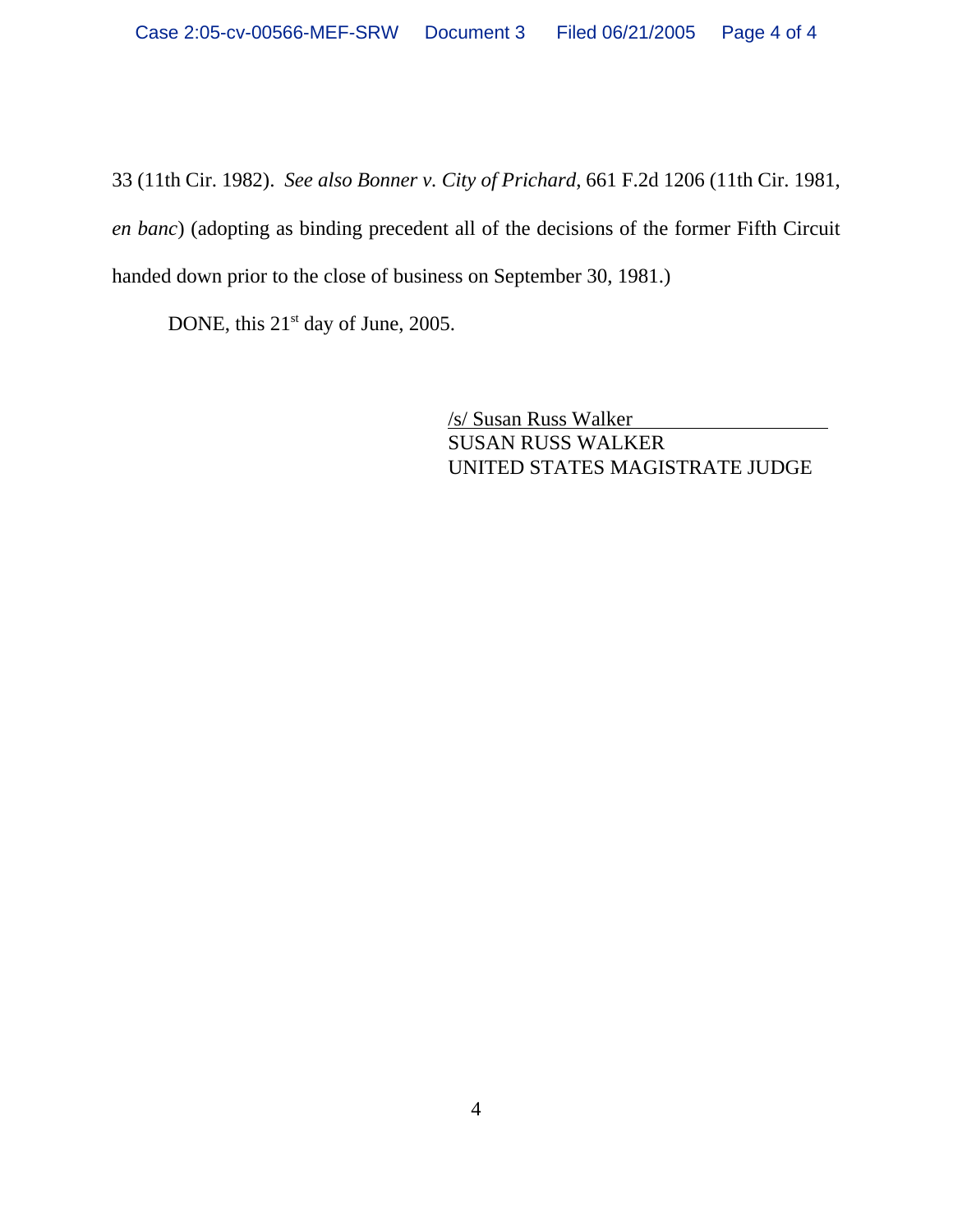33 (11th Cir. 1982). *See also Bonner v. City of Prichard*, 661 F.2d 1206 (11th Cir. 1981, *en banc*) (adopting as binding precedent all of the decisions of the former Fifth Circuit handed down prior to the close of business on September 30, 1981.)

DONE, this 21st day of June, 2005.

/s/ Susan Russ Walker
SUSAN RUSS WALKER
UNITED STATES MAGISTRATE JUDGE